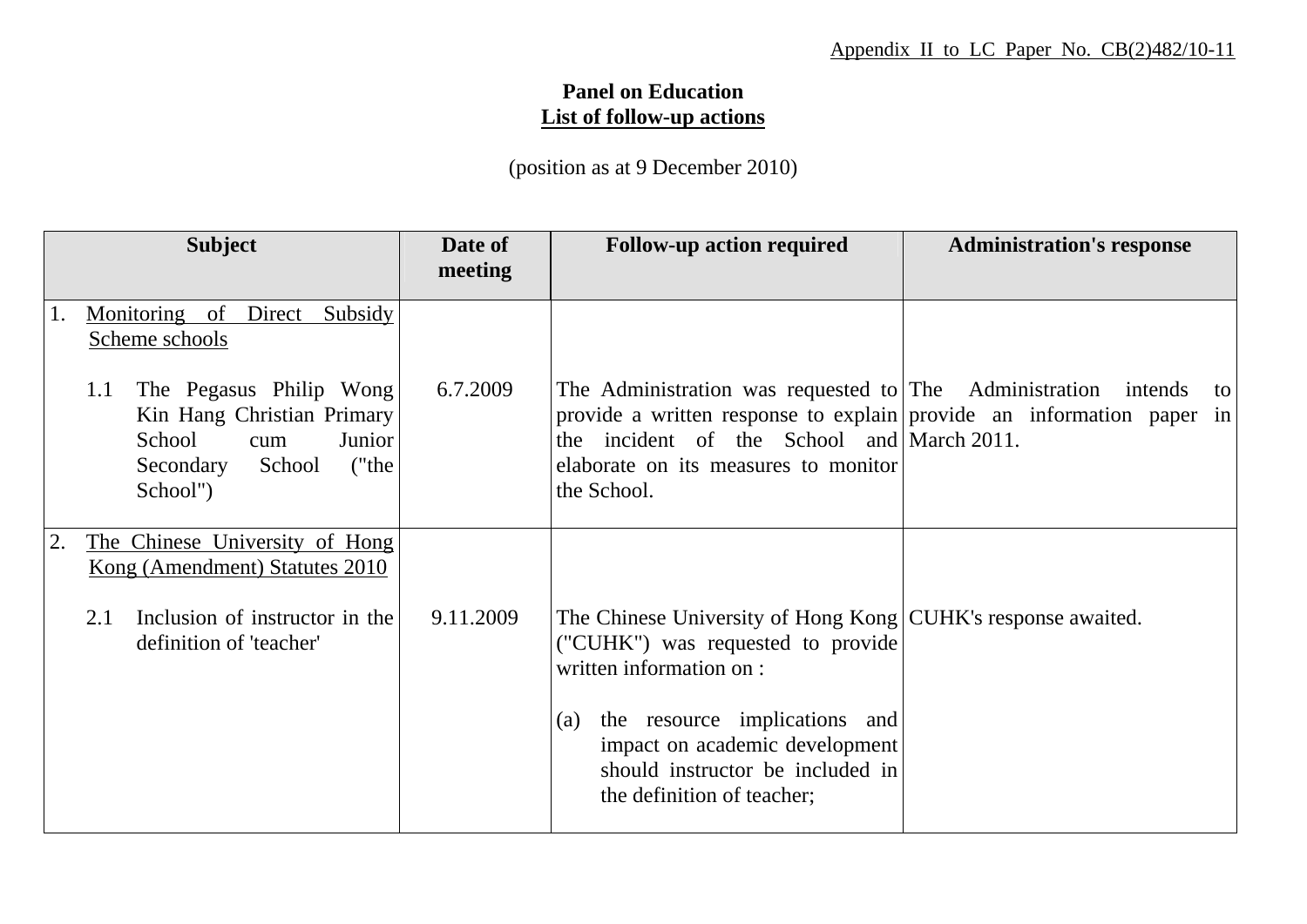Appendix II to LC Paper No. CB(2)482/10-11

# Panel on Education
## List of follow-up actions

(position as at 9 December 2010)

| Subject | Date of meeting | Follow-up action required | Administration's response |
|---|---|---|---|
| 1. Monitoring of Direct Subsidy Scheme schools | | | |
| 1.1 The Pegasus Philip Wong Kin Hang Christian Primary School cum Junior Secondary School ("the School") | 6.7.2009 | The Administration was requested to provide a written response to explain the incident of the School and elaborate on its measures to monitor the School. | The Administration intends to provide an information paper in March 2011. |
| 2. The Chinese University of Hong Kong (Amendment) Statutes 2010 | | | |
| 2.1 Inclusion of instructor in the definition of 'teacher' | 9.11.2009 | The Chinese University of Hong Kong ("CUHK") was requested to provide written information on :<br><br>(a) the resource implications and impact on academic development should instructor be included in the definition of teacher; | CUHK's response awaited. |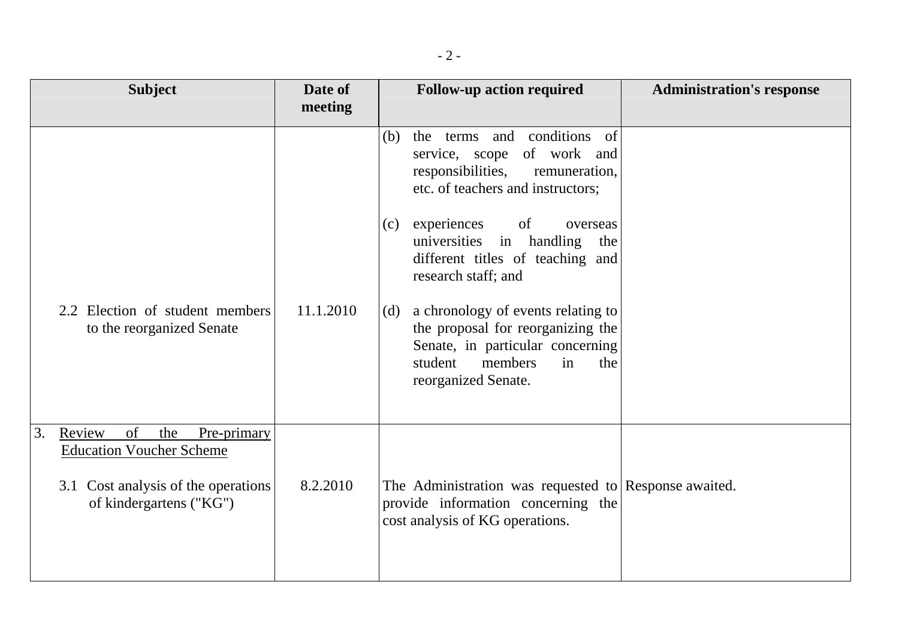| Subject | Date of meeting | Follow-up action required | Administration's response |
|---|---|---|---|
| 2.2 Election of student members to the reorganized Senate | 11.1.2010 | (b) the terms and conditions of service, scope of work and responsibilities, remuneration, etc. of teachers and instructors;<br><br>(c) experiences of overseas universities in handling the different titles of teaching and research staff; and<br><br>(d) a chronology of events relating to the proposal for reorganizing the Senate, in particular concerning student members in the reorganized Senate. | |
| 3. <u>Review of the Pre-primary Education Voucher Scheme</u><br><br>3.1 Cost analysis of the operations of kindergartens ("KG") | 8.2.2010 | The Administration was requested to provide information concerning the cost analysis of KG operations. | Response awaited. |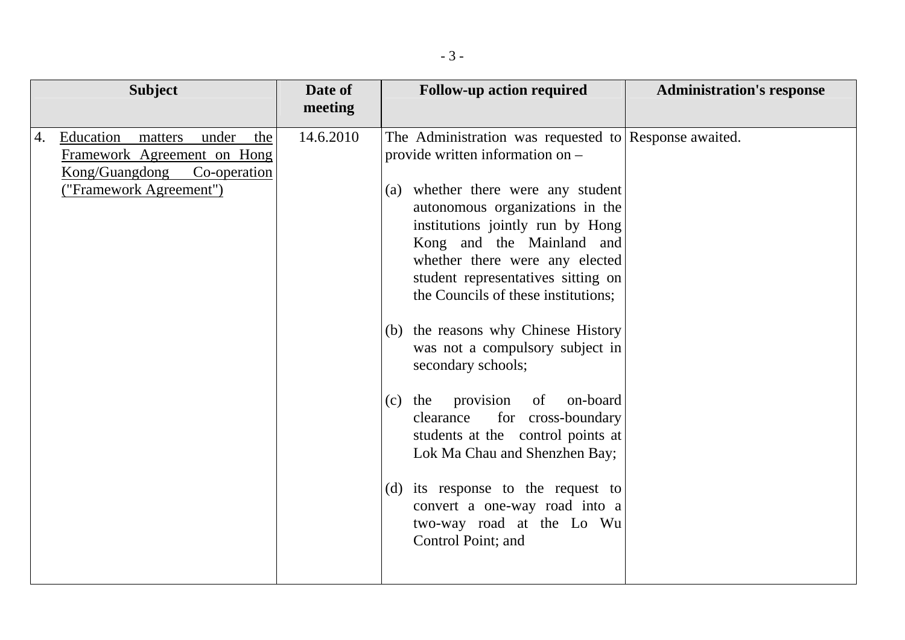| Subject | Date of meeting | Follow-up action required | Administration's response |
|---|---|---|---|
| 4. Education matters under the Framework Agreement on Hong Kong/Guangdong Co-operation ("Framework Agreement") | 14.6.2010 | The Administration was requested to provide written information on –<br><br>(a) whether there were any student autonomous organizations in the institutions jointly run by Hong Kong and the Mainland and whether there were any elected student representatives sitting on the Councils of these institutions;<br><br>(b) the reasons why Chinese History was not a compulsory subject in secondary schools;<br><br>(c) the provision of on-board clearance for cross-boundary students at the control points at Lok Ma Chau and Shenzhen Bay;<br><br>(d) its response to the request to convert a one-way road into a two-way road at the Lo Wu Control Point; and | Response awaited. |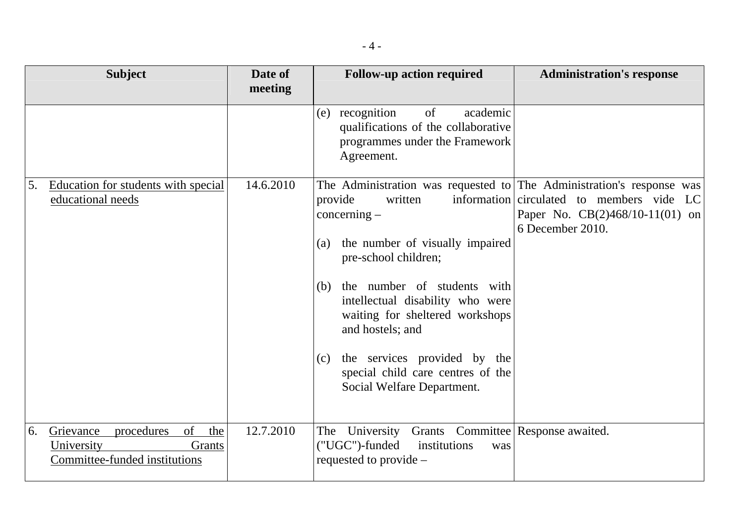| Subject | Date of meeting | Follow-up action required | Administration's response |
|---|---|---|---|
| | | (e) recognition of academic qualifications of the collaborative programmes under the Framework Agreement. | |
| 5. Education for students with special educational needs | 14.6.2010 | The Administration was requested to provide written information concerning –<br><br>(a) the number of visually impaired pre-school children;<br><br>(b) the number of students with intellectual disability who were waiting for sheltered workshops and hostels; and<br><br>(c) the services provided by the special child care centres of the Social Welfare Department. | The Administration's response was circulated to members vide LC Paper No. CB(2)468/10-11(01) on 6 December 2010. |
| 6. Grievance procedures of the University Grants Committee-funded institutions | 12.7.2010 | The University Grants Committee ("UGC")-funded institutions was requested to provide – | Response awaited. |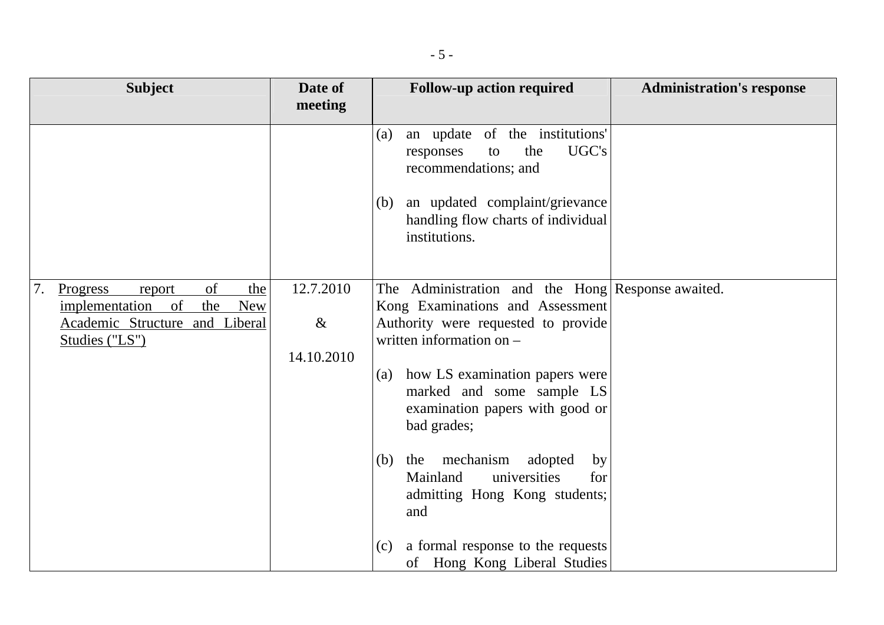| Subject | Date of meeting | Follow-up action required | Administration's response |
|---|---|---|---|
| | | (a) an update of the institutions' responses to the UGC's recommendations; and<br><br>(b) an updated complaint/grievance handling flow charts of individual institutions. | |
| 7. Progress report of the implementation of the New Academic Structure and Liberal Studies ("LS") | 12.7.2010<br><br>&<br><br>14.10.2010 | The Administration and the Hong Kong Examinations and Assessment Authority were requested to provide written information on –<br><br>(a) how LS examination papers were marked and some sample LS examination papers with good or bad grades;<br><br>(b) the mechanism adopted by Mainland universities for admitting Hong Kong students; and<br><br>(c) a formal response to the requests of Hong Kong Liberal Studies | Response awaited. |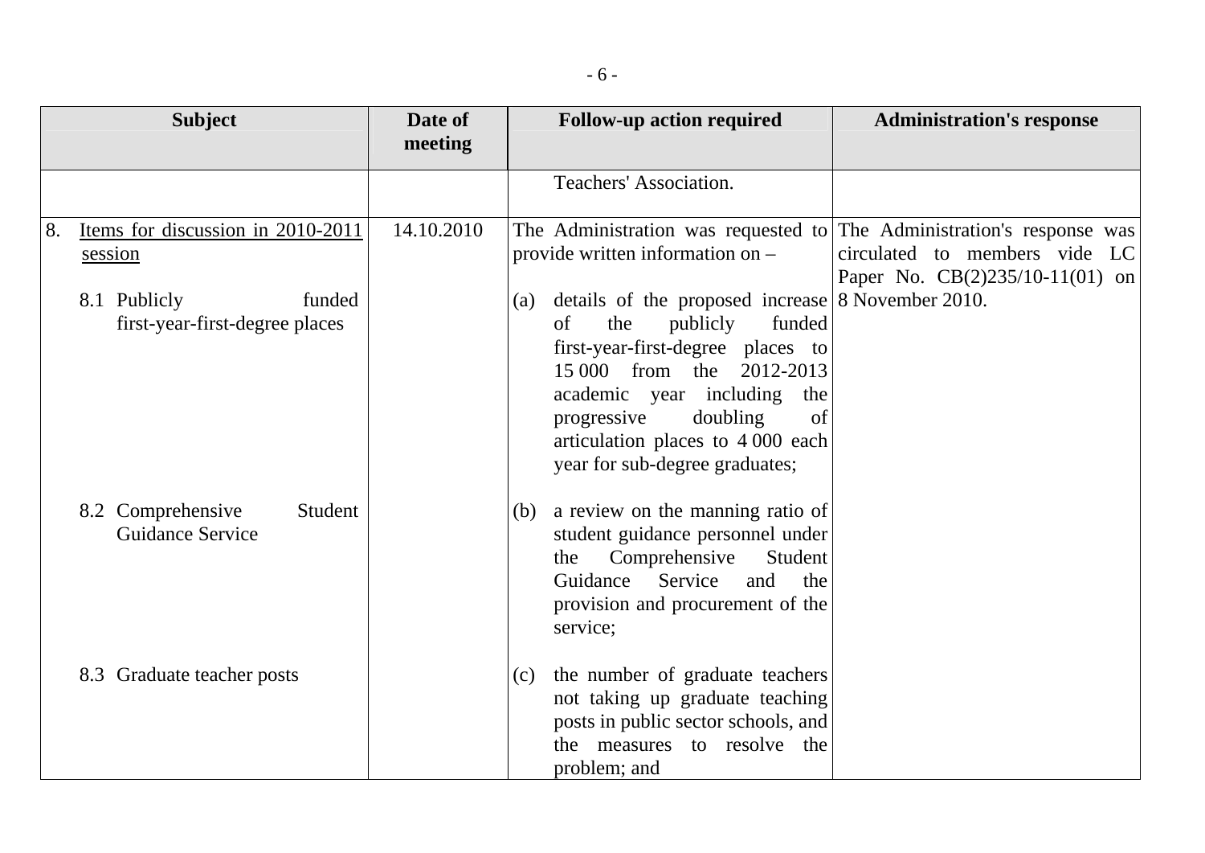| Subject | Date of meeting | Follow-up action required | Administration's response |
|---|---|---|---|
| | | Teachers' Association. | |
| 8. Items for discussion in 2010-2011 session | 14.10.2010 | The Administration was requested to provide written information on – | The Administration's response was circulated to members vide LC Paper No. CB(2)235/10-11(01) on 8 November 2010. |
| 8.1 Publicly funded first-year-first-degree places | | (a) details of the proposed increase of the publicly funded first-year-first-degree places to 15 000 from the 2012-2013 academic year including the progressive doubling of articulation places to 4 000 each year for sub-degree graduates; | |
| 8.2 Comprehensive Student Guidance Service | | (b) a review on the manning ratio of student guidance personnel under the Comprehensive Student Guidance Service and the provision and procurement of the service; | |
| 8.3 Graduate teacher posts | | (c) the number of graduate teachers not taking up graduate teaching posts in public sector schools, and the measures to resolve the problem; and | |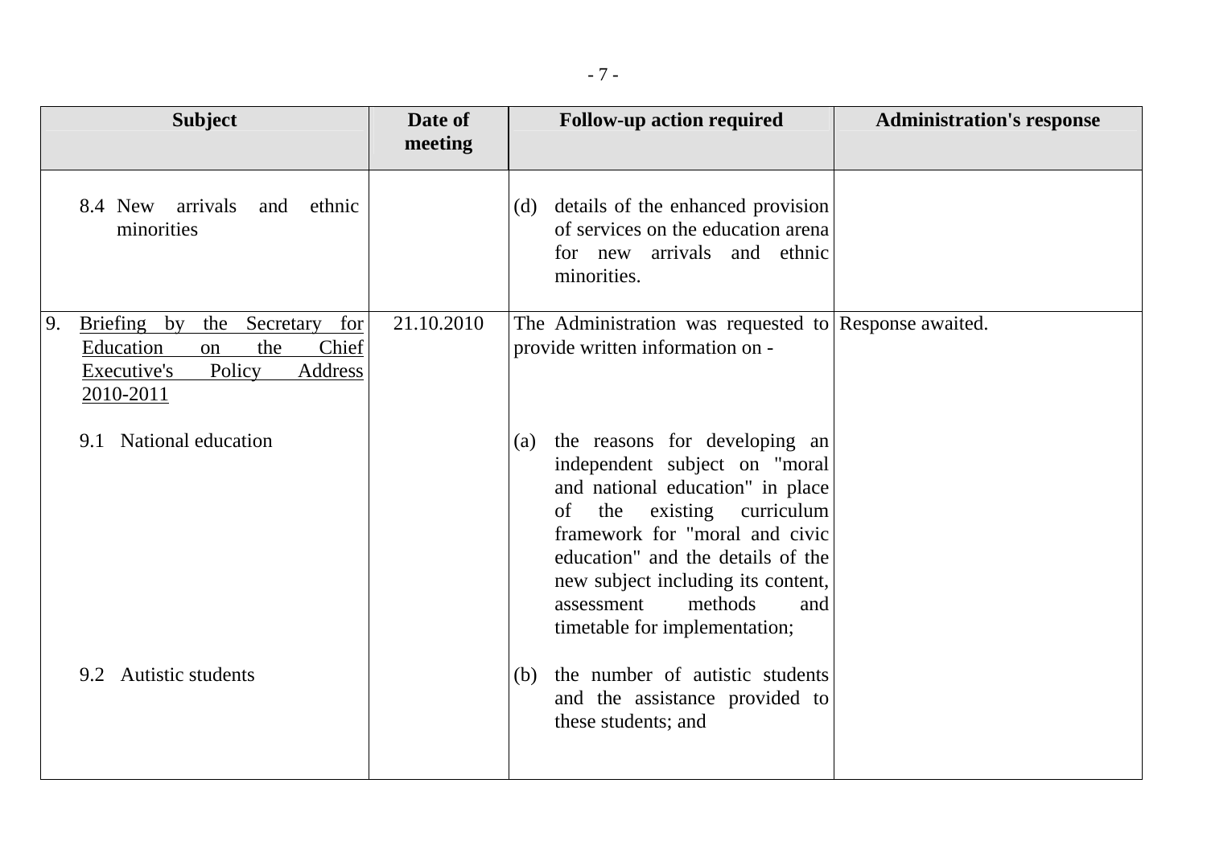| Subject | Date of meeting | Follow-up action required | Administration's response |
| --- | --- | --- | --- |
| 8.4 New arrivals and ethnic minorities | | (d) details of the enhanced provision of services on the education arena for new arrivals and ethnic minorities. | |
| 9. Briefing by the Secretary for Education on the Chief Executive's Policy Address 2010-2011 | 21.10.2010 | The Administration was requested to provide written information on - | Response awaited. |
| 9.1 National education | | (a) the reasons for developing an independent subject on "moral and national education" in place of the existing curriculum framework for "moral and civic education" and the details of the new subject including its content, assessment methods and timetable for implementation; | |
| 9.2 Autistic students | | (b) the number of autistic students and the assistance provided to these students; and | |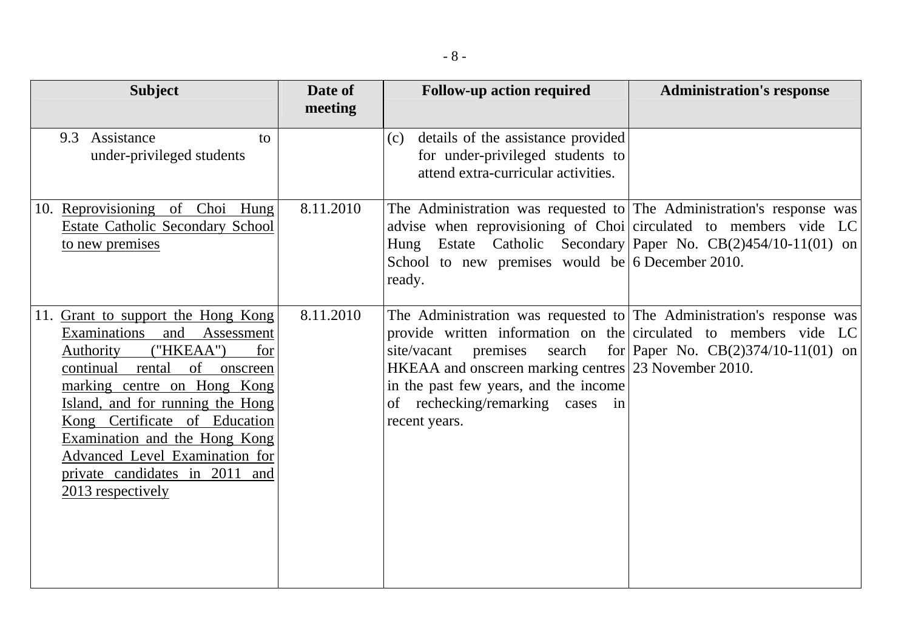| Subject | Date of meeting | Follow-up action required | Administration's response |
|---|---|---|---|
| 9.3 Assistance to under-privileged students | | (c) details of the assistance provided for under-privileged students to attend extra-curricular activities. | |
| 10. <u>Reprovisioning of Choi Hung Estate Catholic Secondary School to new premises</u> | 8.11.2010 | The Administration was requested to advise when reprovisioning of Choi Hung Estate Catholic Secondary School to new premises would be ready. | The Administration's response was circulated to members vide LC Paper No. CB(2)454/10-11(01) on 6 December 2010. |
| 11. <u>Grant to support the Hong Kong Examinations and Assessment Authority ("HKEAA") for continual rental of onscreen marking centre on Hong Kong Island, and for running the Hong Kong Certificate of Education Examination and the Hong Kong Advanced Level Examination for private candidates in 2011 and 2013 respectively</u> | 8.11.2010 | The Administration was requested to provide written information on the site/vacant premises search for HKEAA and onscreen marking centres in the past few years, and the income of rechecking/remarking cases in recent years. | The Administration's response was circulated to members vide LC Paper No. CB(2)374/10-11(01) on 23 November 2010. |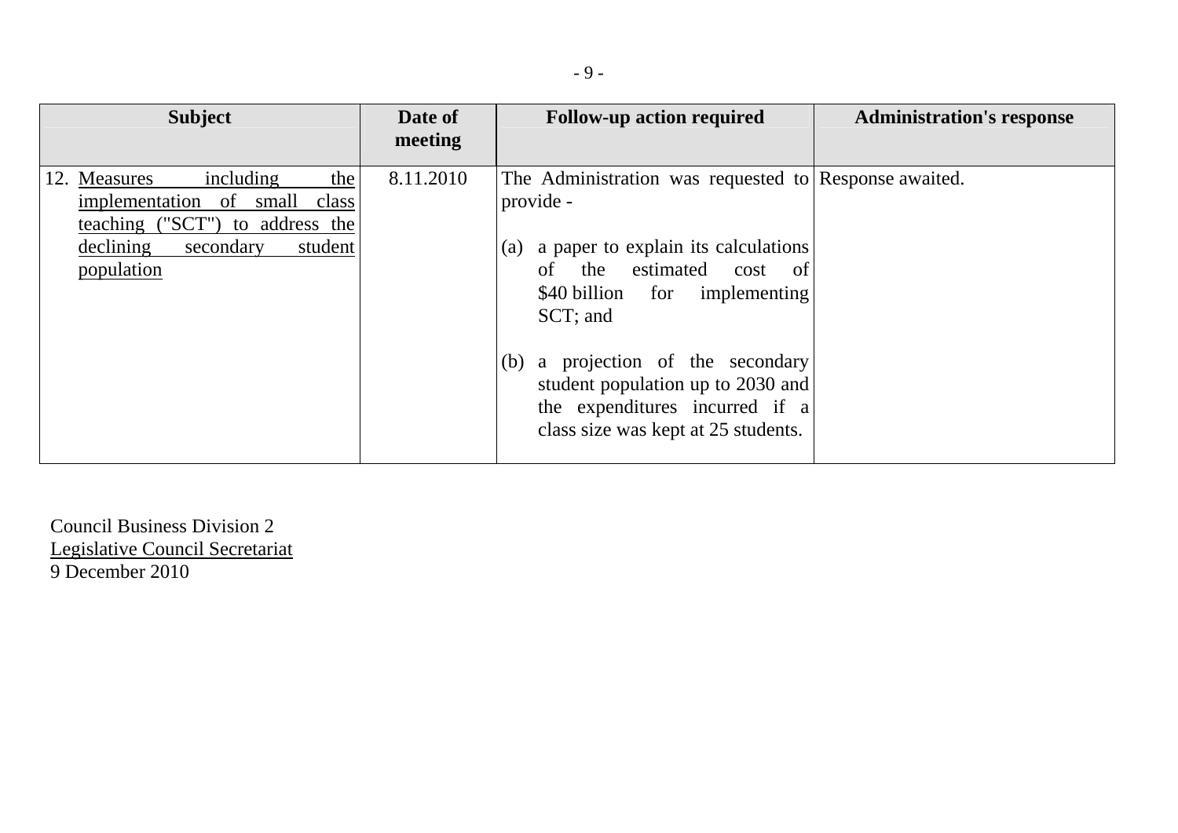| Subject | Date of meeting | Follow-up action required | Administration's response |
|---|---|---|---|
| 12. Measures including the implementation of small class teaching ("SCT") to address the declining secondary student population | 8.11.2010 | The Administration was requested to provide - <br><br>(a) a paper to explain its calculations of the estimated cost of \$40 billion for implementing SCT; and <br><br>(b) a projection of the secondary student population up to 2030 and the expenditures incurred if a class size was kept at 25 students. | Response awaited. |

Council Business Division 2
Legislative Council Secretariat
9 December 2010